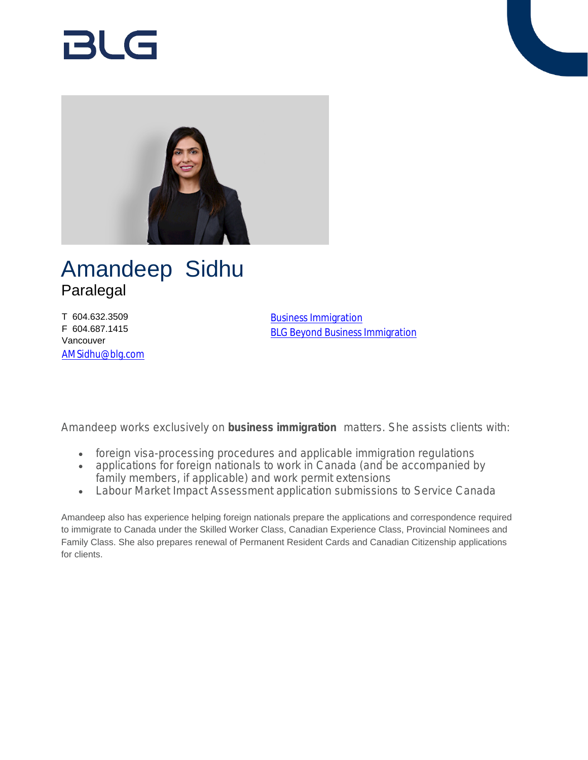BLG

# Amandeep Sidhu

Paralegal

T 604.632.3509
F 604.687.1415
Vancouver
AMSidhu@blg.com

Business Immigration
BLG Beyond Business Immigration

Amandeep works exclusively on **business immigration** matters. She assists clients with:

- foreign visa-processing procedures and applicable immigration regulations
- applications for foreign nationals to work in Canada (and be accompanied by family members, if applicable) and work permit extensions
- Labour Market Impact Assessment application submissions to Service Canada

Amandeep also has experience helping foreign nationals prepare the applications and correspondence required to immigrate to Canada under the Skilled Worker Class, Canadian Experience Class, Provincial Nominees and Family Class. She also prepares renewal of Permanent Resident Cards and Canadian Citizenship applications for clients.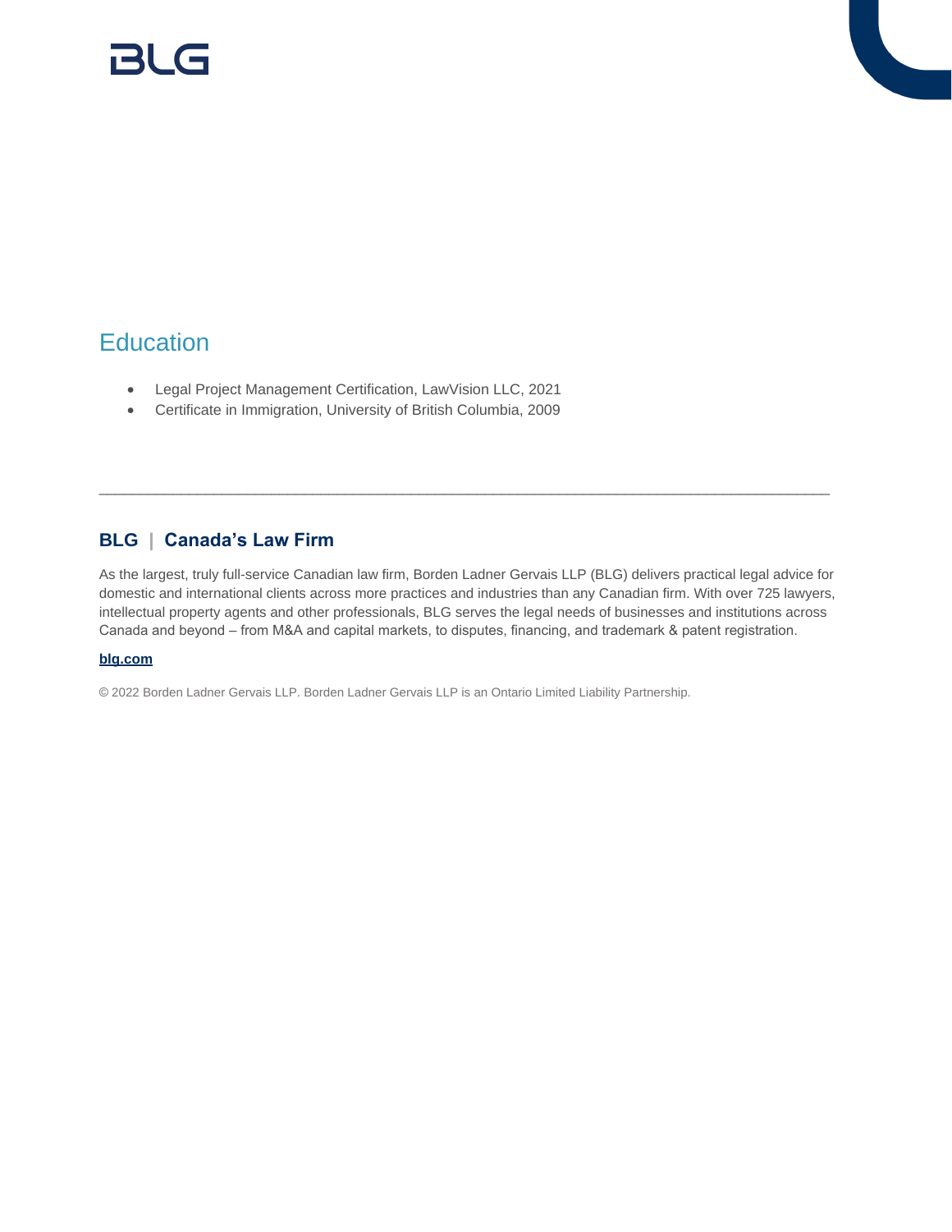## Education

- Legal Project Management Certification, LawVision LLC, 2021
- Certificate in Immigration, University of British Columbia, 2009

---

### BLG | Canada's Law Firm

As the largest, truly full-service Canadian law firm, Borden Ladner Gervais LLP (BLG) delivers practical legal advice for domestic and international clients across more practices and industries than any Canadian firm. With over 725 lawyers, intellectual property agents and other professionals, BLG serves the legal needs of businesses and institutions across Canada and beyond – from M&A and capital markets, to disputes, financing, and trademark & patent registration.

**blg.com**

© 2022 Borden Ladner Gervais LLP. Borden Ladner Gervais LLP is an Ontario Limited Liability Partnership.